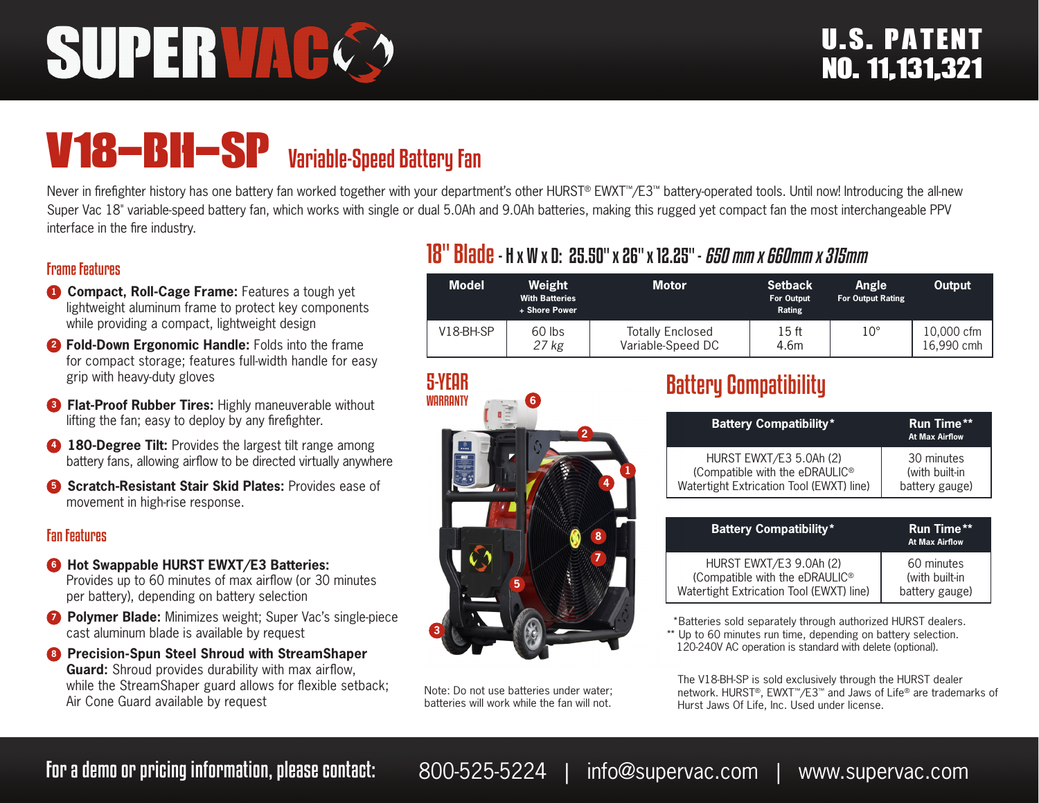# SUPERVAC

U.S. PATENT NO. 11,131,321

## V18–BH–SP Variable-Speed Battery Fan

Never in firefighter history has one battery fan worked together with your department's other HURST® EWXT™/E3™ battery-operated tools. Until now! Introducing the all-new Super Vac 18" variable-speed battery fan, which works with single or dual 5.0Ah and 9.0Ah batteries, making this rugged yet compact fan the most interchangeable PPV interface in the fire industry.

### Frame Features

1. **Compact, Roll-Cage Frame:** Features a tough yet lightweight aluminum frame to protect key components while providing a compact, lightweight design
2. **Fold-Down Ergonomic Handle:** Folds into the frame for compact storage; features full-width handle for easy grip with heavy-duty gloves
3. **Flat-Proof Rubber Tires:** Highly maneuverable without lifting the fan; easy to deploy by any firefighter.
4. **180-Degree Tilt:** Provides the largest tilt range among battery fans, allowing airflow to be directed virtually anywhere
5. **Scratch-Resistant Stair Skid Plates:** Provides ease of movement in high-rise response.

### Fan Features

6. **Hot Swappable HURST EWXT/E3 Batteries:** Provides up to 60 minutes of max airflow (or 30 minutes per battery), depending on battery selection
7. **Polymer Blade:** Minimizes weight; Super Vac's single-piece cast aluminum blade is available by request
8. **Precision-Spun Steel Shroud with StreamShaper Guard:** Shroud provides durability with max airflow, while the StreamShaper guard allows for flexible setback; Air Cone Guard available by request

### 18" Blade - H x W x D: 25.50" x 26" x 12.25" - *650 mm x 660mm x 315mm*

| Model | Weight With Batteries + Shore Power | Motor | Setback For Output Rating | Angle For Output Rating | Output |
|---|---|---|---|---|---|
| V18-BH-SP | 60 lbs *27 kg* | Totally Enclosed Variable-Speed DC | 15 ft 4.6m | 10° | 10,000 cfm 16,990 cmh |

5-YEAR WARRANTY

Note: Do not use batteries under water; batteries will work while the fan will not.

### Battery Compatibility

| Battery Compatibility* | Run Time** At Max Airflow |
|---|---|
| HURST EWXT/E3 5.0Ah (2) (Compatible with the eDRAULIC® Watertight Extrication Tool (EWXT) line) | 30 minutes (with built-in battery gauge) |

| Battery Compatibility* | Run Time** At Max Airflow |
|---|---|
| HURST EWXT/E3 9.0Ah (2) (Compatible with the eDRAULIC® Watertight Extrication Tool (EWXT) line) | 60 minutes (with built-in battery gauge) |

*Batteries sold separately through authorized HURST dealers.
** Up to 60 minutes run time, depending on battery selection. 120-240V AC operation is standard with delete (optional).

The V18-BH-SP is sold exclusively through the HURST dealer network. HURST®, EWXT™/E3™ and Jaws of Life® are trademarks of Hurst Jaws Of Life, Inc. Used under license.

**For a demo or pricing information, please contact:** 800-525-5224 | info@supervac.com | www.supervac.com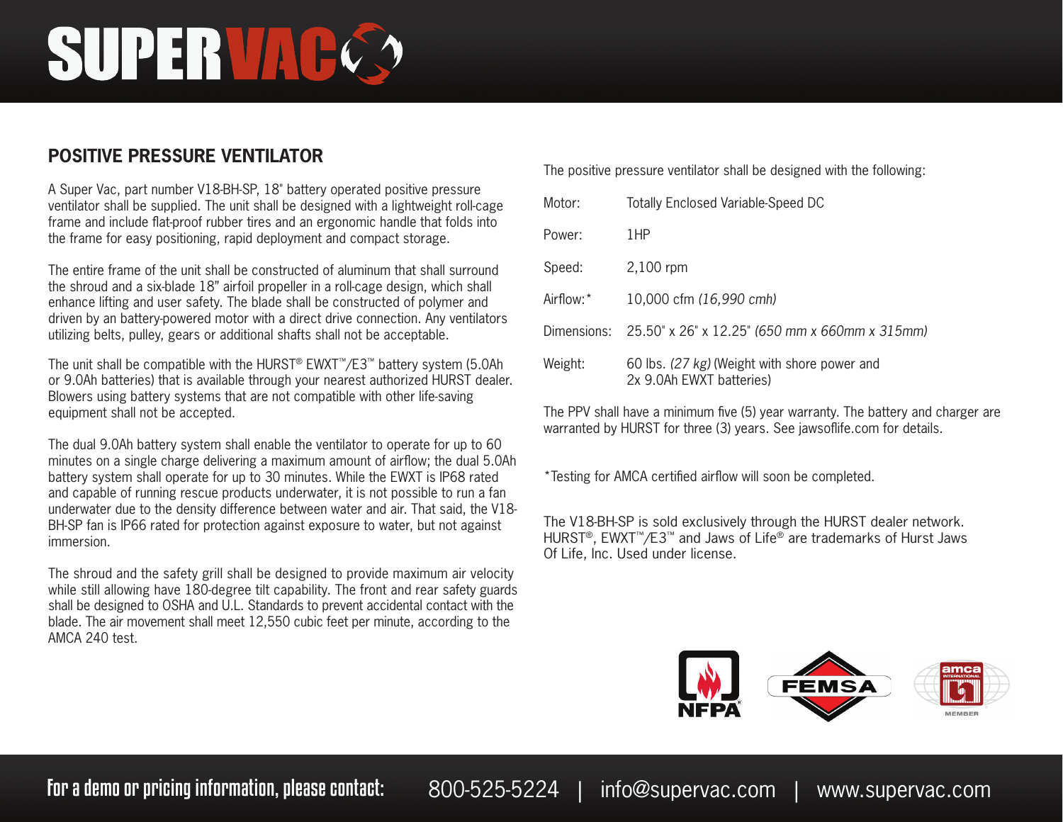# SUPERVAC

## POSITIVE PRESSURE VENTILATOR

A Super Vac, part number V18-BH-SP, 18" battery operated positive pressure ventilator shall be supplied. The unit shall be designed with a lightweight roll-cage frame and include flat-proof rubber tires and an ergonomic handle that folds into the frame for easy positioning, rapid deployment and compact storage.

The entire frame of the unit shall be constructed of aluminum that shall surround the shroud and a six-blade 18" airfoil propeller in a roll-cage design, which shall enhance lifting and user safety. The blade shall be constructed of polymer and driven by an battery-powered motor with a direct drive connection. Any ventilators utilizing belts, pulley, gears or additional shafts shall not be acceptable.

The unit shall be compatible with the HURST® EWXT™/E3™ battery system (5.0Ah or 9.0Ah batteries) that is available through your nearest authorized HURST dealer. Blowers using battery systems that are not compatible with other life-saving equipment shall not be accepted.

The dual 9.0Ah battery system shall enable the ventilator to operate for up to 60 minutes on a single charge delivering a maximum amount of airflow; the dual 5.0Ah battery system shall operate for up to 30 minutes. While the EWXT is IP68 rated and capable of running rescue products underwater, it is not possible to run a fan underwater due to the density difference between water and air. That said, the V18-BH-SP fan is IP66 rated for protection against exposure to water, but not against immersion.

The shroud and the safety grill shall be designed to provide maximum air velocity while still allowing have 180-degree tilt capability. The front and rear safety guards shall be designed to OSHA and U.L. Standards to prevent accidental contact with the blade. The air movement shall meet 12,550 cubic feet per minute, according to the AMCA 240 test.

The positive pressure ventilator shall be designed with the following:

| | |
|---|---|
| Motor: | Totally Enclosed Variable-Speed DC |
| Power: | 1HP |
| Speed: | 2,100 rpm |
| Airflow:* | 10,000 cfm *(16,990 cmh)* |
| Dimensions: | 25.50" x 26" x 12.25" *(650 mm x 660mm x 315mm)* |
| Weight: | 60 lbs. *(27 kg)* (Weight with shore power and 2x 9.0Ah EWXT batteries) |

The PPV shall have a minimum five (5) year warranty. The battery and charger are warranted by HURST for three (3) years. See jawsoflife.com for details.

*Testing for AMCA certified airflow will soon be completed.

The V18-BH-SP is sold exclusively through the HURST dealer network. HURST®, EWXT™/E3™ and Jaws of Life® are trademarks of Hurst Jaws Of Life, Inc. Used under license.

NFPA FEMSA amca INTERNATIONAL MEMBER

For a demo or pricing information, please contact: 800-525-5224 | info@supervac.com | www.supervac.com